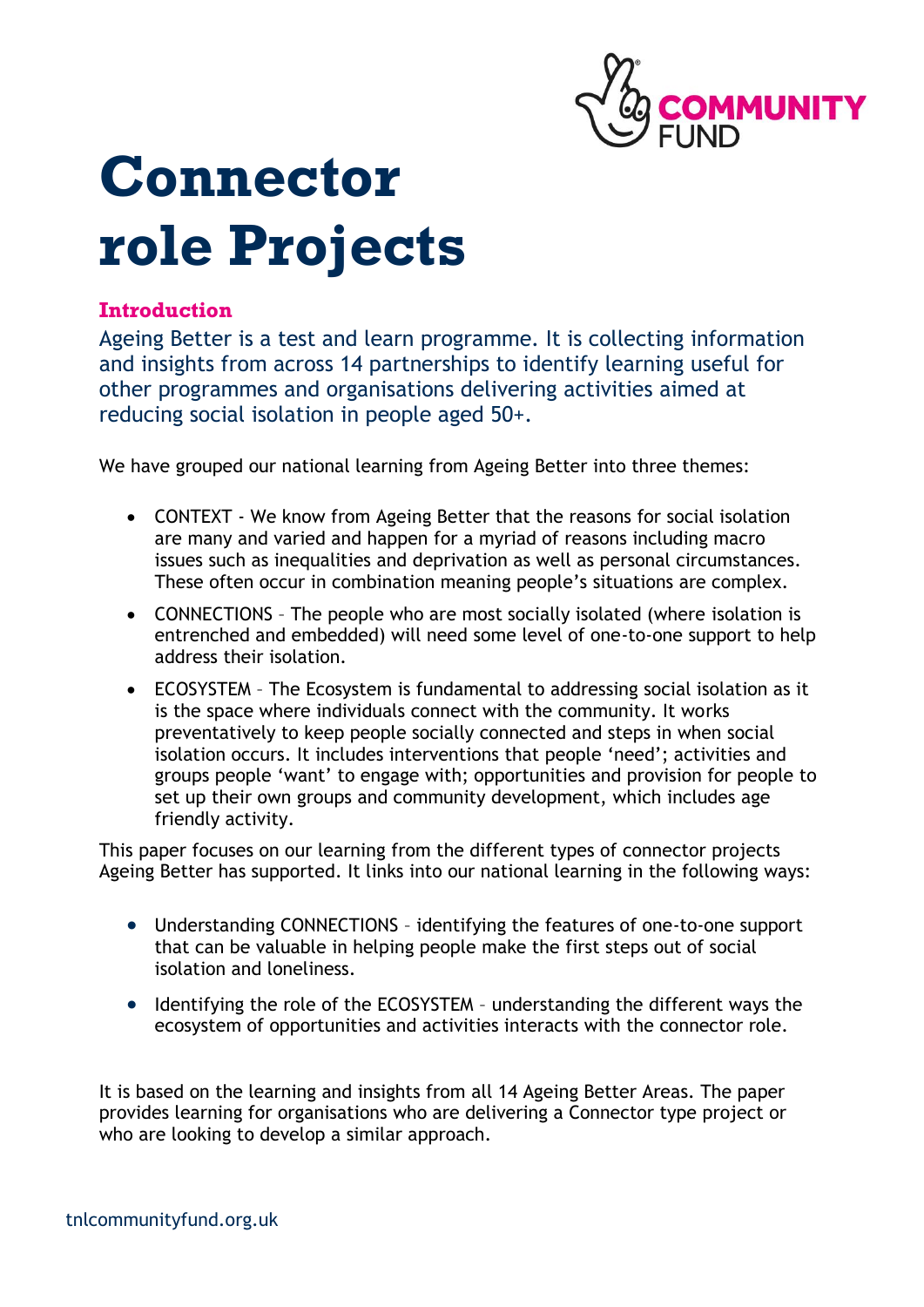# Connector role Projects

## Introduction

Ageing Better is a test and learn programme. It is collecting information and insights from across 14 partnerships to identify learning useful for other programmes and organisations delivering activities aimed at reducing social isolation in people aged 50+.

We have grouped our national learning from Ageing Better into three themes:

- CONTEXT - We know from Ageing Better that the reasons for social isolation are many and varied and happen for a myriad of reasons including macro issues such as inequalities and deprivation as well as personal circumstances. These often occur in combination meaning people's situations are complex.
- CONNECTIONS – The people who are most socially isolated (where isolation is entrenched and embedded) will need some level of one-to-one support to help address their isolation.
- ECOSYSTEM – The Ecosystem is fundamental to addressing social isolation as it is the space where individuals connect with the community. It works preventatively to keep people socially connected and steps in when social isolation occurs. It includes interventions that people 'need'; activities and groups people 'want' to engage with; opportunities and provision for people to set up their own groups and community development, which includes age friendly activity.

This paper focuses on our learning from the different types of connector projects Ageing Better has supported. It links into our national learning in the following ways:

- Understanding CONNECTIONS – identifying the features of one-to-one support that can be valuable in helping people make the first steps out of social isolation and loneliness.
- Identifying the role of the ECOSYSTEM – understanding the different ways the ecosystem of opportunities and activities interacts with the connector role.

It is based on the learning and insights from all 14 Ageing Better Areas. The paper provides learning for organisations who are delivering a Connector type project or who are looking to develop a similar approach.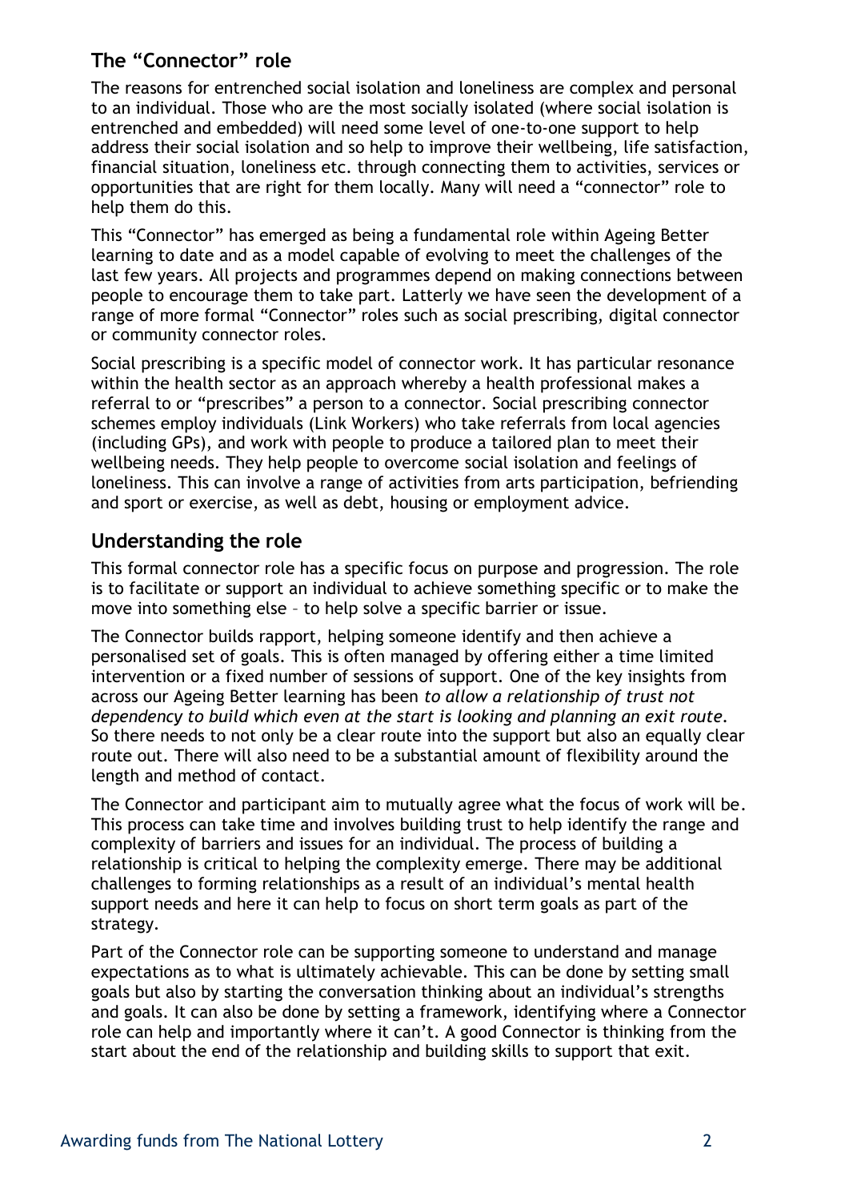## The "Connector" role

The reasons for entrenched social isolation and loneliness are complex and personal to an individual. Those who are the most socially isolated (where social isolation is entrenched and embedded) will need some level of one-to-one support to help address their social isolation and so help to improve their wellbeing, life satisfaction, financial situation, loneliness etc. through connecting them to activities, services or opportunities that are right for them locally. Many will need a "connector" role to help them do this.

This "Connector" has emerged as being a fundamental role within Ageing Better learning to date and as a model capable of evolving to meet the challenges of the last few years. All projects and programmes depend on making connections between people to encourage them to take part. Latterly we have seen the development of a range of more formal "Connector" roles such as social prescribing, digital connector or community connector roles.

Social prescribing is a specific model of connector work. It has particular resonance within the health sector as an approach whereby a health professional makes a referral to or "prescribes" a person to a connector. Social prescribing connector schemes employ individuals (Link Workers) who take referrals from local agencies (including GPs), and work with people to produce a tailored plan to meet their wellbeing needs. They help people to overcome social isolation and feelings of loneliness. This can involve a range of activities from arts participation, befriending and sport or exercise, as well as debt, housing or employment advice.

## Understanding the role

This formal connector role has a specific focus on purpose and progression. The role is to facilitate or support an individual to achieve something specific or to make the move into something else – to help solve a specific barrier or issue.

The Connector builds rapport, helping someone identify and then achieve a personalised set of goals. This is often managed by offering either a time limited intervention or a fixed number of sessions of support. One of the key insights from across our Ageing Better learning has been *to allow a relationship of trust not dependency to build which even at the start is looking and planning an exit route*. So there needs to not only be a clear route into the support but also an equally clear route out. There will also need to be a substantial amount of flexibility around the length and method of contact.

The Connector and participant aim to mutually agree what the focus of work will be. This process can take time and involves building trust to help identify the range and complexity of barriers and issues for an individual. The process of building a relationship is critical to helping the complexity emerge. There may be additional challenges to forming relationships as a result of an individual's mental health support needs and here it can help to focus on short term goals as part of the strategy.

Part of the Connector role can be supporting someone to understand and manage expectations as to what is ultimately achievable. This can be done by setting small goals but also by starting the conversation thinking about an individual's strengths and goals. It can also be done by setting a framework, identifying where a Connector role can help and importantly where it can't. A good Connector is thinking from the start about the end of the relationship and building skills to support that exit.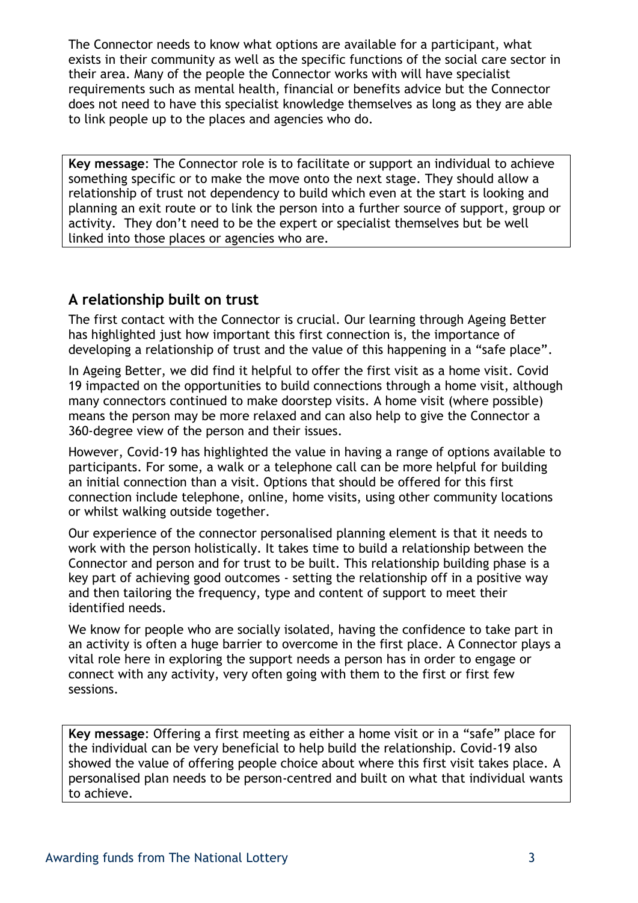The Connector needs to know what options are available for a participant, what exists in their community as well as the specific functions of the social care sector in their area. Many of the people the Connector works with will have specialist requirements such as mental health, financial or benefits advice but the Connector does not need to have this specialist knowledge themselves as long as they are able to link people up to the places and agencies who do.

**Key message**: The Connector role is to facilitate or support an individual to achieve something specific or to make the move onto the next stage. They should allow a relationship of trust not dependency to build which even at the start is looking and planning an exit route or to link the person into a further source of support, group or activity. They don't need to be the expert or specialist themselves but be well linked into those places or agencies who are.

## A relationship built on trust

The first contact with the Connector is crucial. Our learning through Ageing Better has highlighted just how important this first connection is, the importance of developing a relationship of trust and the value of this happening in a "safe place".

In Ageing Better, we did find it helpful to offer the first visit as a home visit. Covid 19 impacted on the opportunities to build connections through a home visit, although many connectors continued to make doorstep visits. A home visit (where possible) means the person may be more relaxed and can also help to give the Connector a 360-degree view of the person and their issues.

However, Covid-19 has highlighted the value in having a range of options available to participants. For some, a walk or a telephone call can be more helpful for building an initial connection than a visit. Options that should be offered for this first connection include telephone, online, home visits, using other community locations or whilst walking outside together.

Our experience of the connector personalised planning element is that it needs to work with the person holistically. It takes time to build a relationship between the Connector and person and for trust to be built. This relationship building phase is a key part of achieving good outcomes - setting the relationship off in a positive way and then tailoring the frequency, type and content of support to meet their identified needs.

We know for people who are socially isolated, having the confidence to take part in an activity is often a huge barrier to overcome in the first place. A Connector plays a vital role here in exploring the support needs a person has in order to engage or connect with any activity, very often going with them to the first or first few sessions.

**Key message**: Offering a first meeting as either a home visit or in a "safe" place for the individual can be very beneficial to help build the relationship. Covid-19 also showed the value of offering people choice about where this first visit takes place. A personalised plan needs to be person-centred and built on what that individual wants to achieve.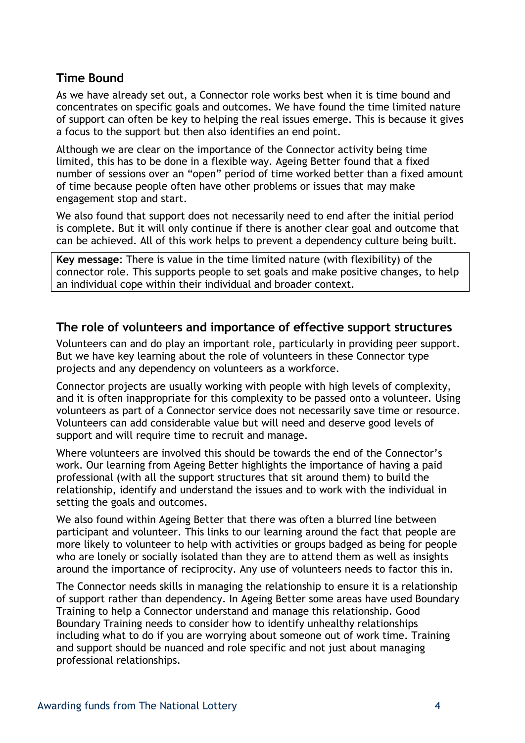## Time Bound

As we have already set out, a Connector role works best when it is time bound and concentrates on specific goals and outcomes. We have found the time limited nature of support can often be key to helping the real issues emerge. This is because it gives a focus to the support but then also identifies an end point.

Although we are clear on the importance of the Connector activity being time limited, this has to be done in a flexible way. Ageing Better found that a fixed number of sessions over an "open" period of time worked better than a fixed amount of time because people often have other problems or issues that may make engagement stop and start.

We also found that support does not necessarily need to end after the initial period is complete. But it will only continue if there is another clear goal and outcome that can be achieved. All of this work helps to prevent a dependency culture being built.

> **Key message**: There is value in the time limited nature (with flexibility) of the connector role. This supports people to set goals and make positive changes, to help an individual cope within their individual and broader context.

## The role of volunteers and importance of effective support structures

Volunteers can and do play an important role, particularly in providing peer support. But we have key learning about the role of volunteers in these Connector type projects and any dependency on volunteers as a workforce.

Connector projects are usually working with people with high levels of complexity, and it is often inappropriate for this complexity to be passed onto a volunteer. Using volunteers as part of a Connector service does not necessarily save time or resource. Volunteers can add considerable value but will need and deserve good levels of support and will require time to recruit and manage.

Where volunteers are involved this should be towards the end of the Connector's work. Our learning from Ageing Better highlights the importance of having a paid professional (with all the support structures that sit around them) to build the relationship, identify and understand the issues and to work with the individual in setting the goals and outcomes.

We also found within Ageing Better that there was often a blurred line between participant and volunteer. This links to our learning around the fact that people are more likely to volunteer to help with activities or groups badged as being for people who are lonely or socially isolated than they are to attend them as well as insights around the importance of reciprocity. Any use of volunteers needs to factor this in.

The Connector needs skills in managing the relationship to ensure it is a relationship of support rather than dependency. In Ageing Better some areas have used Boundary Training to help a Connector understand and manage this relationship. Good Boundary Training needs to consider how to identify unhealthy relationships including what to do if you are worrying about someone out of work time. Training and support should be nuanced and role specific and not just about managing professional relationships.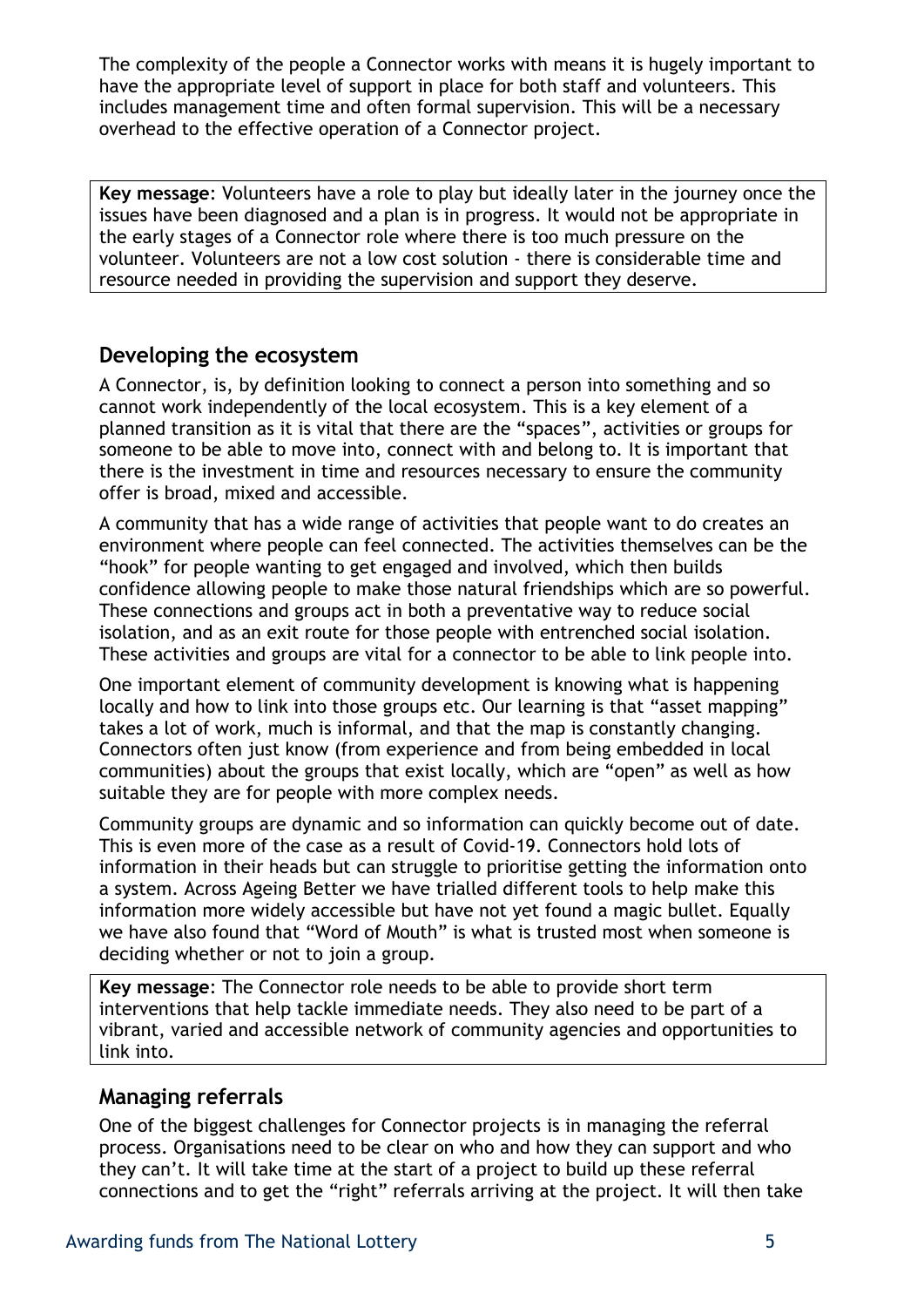The complexity of the people a Connector works with means it is hugely important to have the appropriate level of support in place for both staff and volunteers. This includes management time and often formal supervision. This will be a necessary overhead to the effective operation of a Connector project.

**Key message**: Volunteers have a role to play but ideally later in the journey once the issues have been diagnosed and a plan is in progress. It would not be appropriate in the early stages of a Connector role where there is too much pressure on the volunteer. Volunteers are not a low cost solution - there is considerable time and resource needed in providing the supervision and support they deserve.

## Developing the ecosystem

A Connector, is, by definition looking to connect a person into something and so cannot work independently of the local ecosystem. This is a key element of a planned transition as it is vital that there are the "spaces", activities or groups for someone to be able to move into, connect with and belong to. It is important that there is the investment in time and resources necessary to ensure the community offer is broad, mixed and accessible.

A community that has a wide range of activities that people want to do creates an environment where people can feel connected. The activities themselves can be the "hook" for people wanting to get engaged and involved, which then builds confidence allowing people to make those natural friendships which are so powerful. These connections and groups act in both a preventative way to reduce social isolation, and as an exit route for those people with entrenched social isolation. These activities and groups are vital for a connector to be able to link people into.

One important element of community development is knowing what is happening locally and how to link into those groups etc. Our learning is that "asset mapping" takes a lot of work, much is informal, and that the map is constantly changing. Connectors often just know (from experience and from being embedded in local communities) about the groups that exist locally, which are "open" as well as how suitable they are for people with more complex needs.

Community groups are dynamic and so information can quickly become out of date. This is even more of the case as a result of Covid-19. Connectors hold lots of information in their heads but can struggle to prioritise getting the information onto a system. Across Ageing Better we have trialled different tools to help make this information more widely accessible but have not yet found a magic bullet. Equally we have also found that "Word of Mouth" is what is trusted most when someone is deciding whether or not to join a group.

**Key message**: The Connector role needs to be able to provide short term interventions that help tackle immediate needs. They also need to be part of a vibrant, varied and accessible network of community agencies and opportunities to link into.

## Managing referrals

One of the biggest challenges for Connector projects is in managing the referral process. Organisations need to be clear on who and how they can support and who they can't. It will take time at the start of a project to build up these referral connections and to get the "right" referrals arriving at the project. It will then take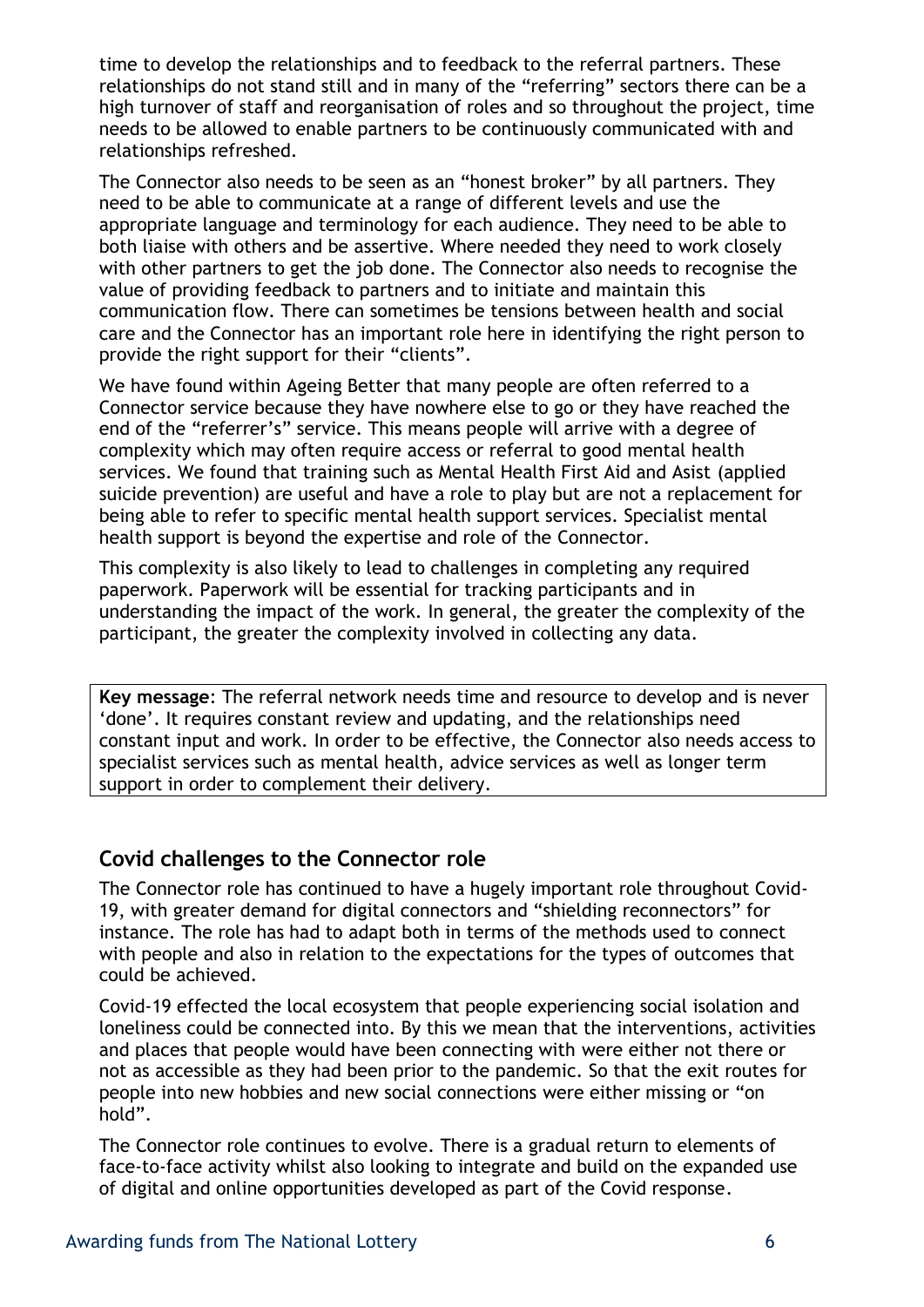time to develop the relationships and to feedback to the referral partners. These relationships do not stand still and in many of the "referring" sectors there can be a high turnover of staff and reorganisation of roles and so throughout the project, time needs to be allowed to enable partners to be continuously communicated with and relationships refreshed.

The Connector also needs to be seen as an "honest broker" by all partners. They need to be able to communicate at a range of different levels and use the appropriate language and terminology for each audience. They need to be able to both liaise with others and be assertive. Where needed they need to work closely with other partners to get the job done. The Connector also needs to recognise the value of providing feedback to partners and to initiate and maintain this communication flow. There can sometimes be tensions between health and social care and the Connector has an important role here in identifying the right person to provide the right support for their "clients".

We have found within Ageing Better that many people are often referred to a Connector service because they have nowhere else to go or they have reached the end of the "referrer's" service. This means people will arrive with a degree of complexity which may often require access or referral to good mental health services. We found that training such as Mental Health First Aid and Asist (applied suicide prevention) are useful and have a role to play but are not a replacement for being able to refer to specific mental health support services. Specialist mental health support is beyond the expertise and role of the Connector.

This complexity is also likely to lead to challenges in completing any required paperwork. Paperwork will be essential for tracking participants and in understanding the impact of the work. In general, the greater the complexity of the participant, the greater the complexity involved in collecting any data.

> **Key message**: The referral network needs time and resource to develop and is never 'done'. It requires constant review and updating, and the relationships need constant input and work. In order to be effective, the Connector also needs access to specialist services such as mental health, advice services as well as longer term support in order to complement their delivery.

## Covid challenges to the Connector role

The Connector role has continued to have a hugely important role throughout Covid-19, with greater demand for digital connectors and "shielding reconnectors" for instance. The role has had to adapt both in terms of the methods used to connect with people and also in relation to the expectations for the types of outcomes that could be achieved.

Covid-19 effected the local ecosystem that people experiencing social isolation and loneliness could be connected into. By this we mean that the interventions, activities and places that people would have been connecting with were either not there or not as accessible as they had been prior to the pandemic. So that the exit routes for people into new hobbies and new social connections were either missing or "on hold".

The Connector role continues to evolve. There is a gradual return to elements of face-to-face activity whilst also looking to integrate and build on the expanded use of digital and online opportunities developed as part of the Covid response.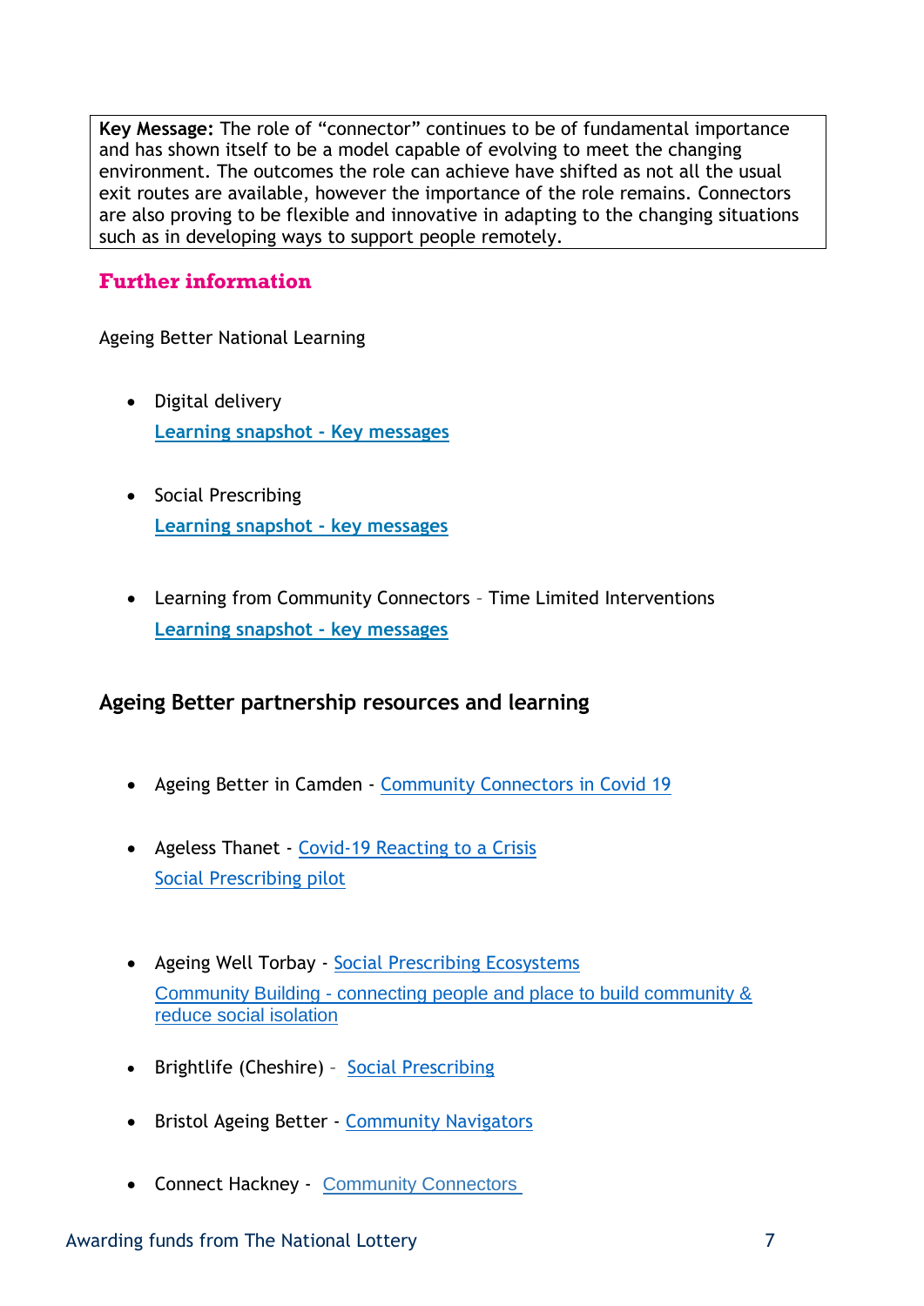**Key Message:** The role of "connector" continues to be of fundamental importance and has shown itself to be a model capable of evolving to meet the changing environment. The outcomes the role can achieve have shifted as not all the usual exit routes are available, however the importance of the role remains. Connectors are also proving to be flexible and innovative in adapting to the changing situations such as in developing ways to support people remotely.

## Further information

Ageing Better National Learning

- Digital delivery
  **Learning snapshot - Key messages**

- Social Prescribing
  **Learning snapshot - key messages**

- Learning from Community Connectors – Time Limited Interventions
  **Learning snapshot - key messages**

## Ageing Better partnership resources and learning

- Ageing Better in Camden - Community Connectors in Covid 19

- Ageless Thanet - Covid-19 Reacting to a Crisis
  Social Prescribing pilot

- Ageing Well Torbay - Social Prescribing Ecosystems
  Community Building - connecting people and place to build community & reduce social isolation

- Brightlife (Cheshire) – Social Prescribing

- Bristol Ageing Better - Community Navigators

- Connect Hackney - Community Connectors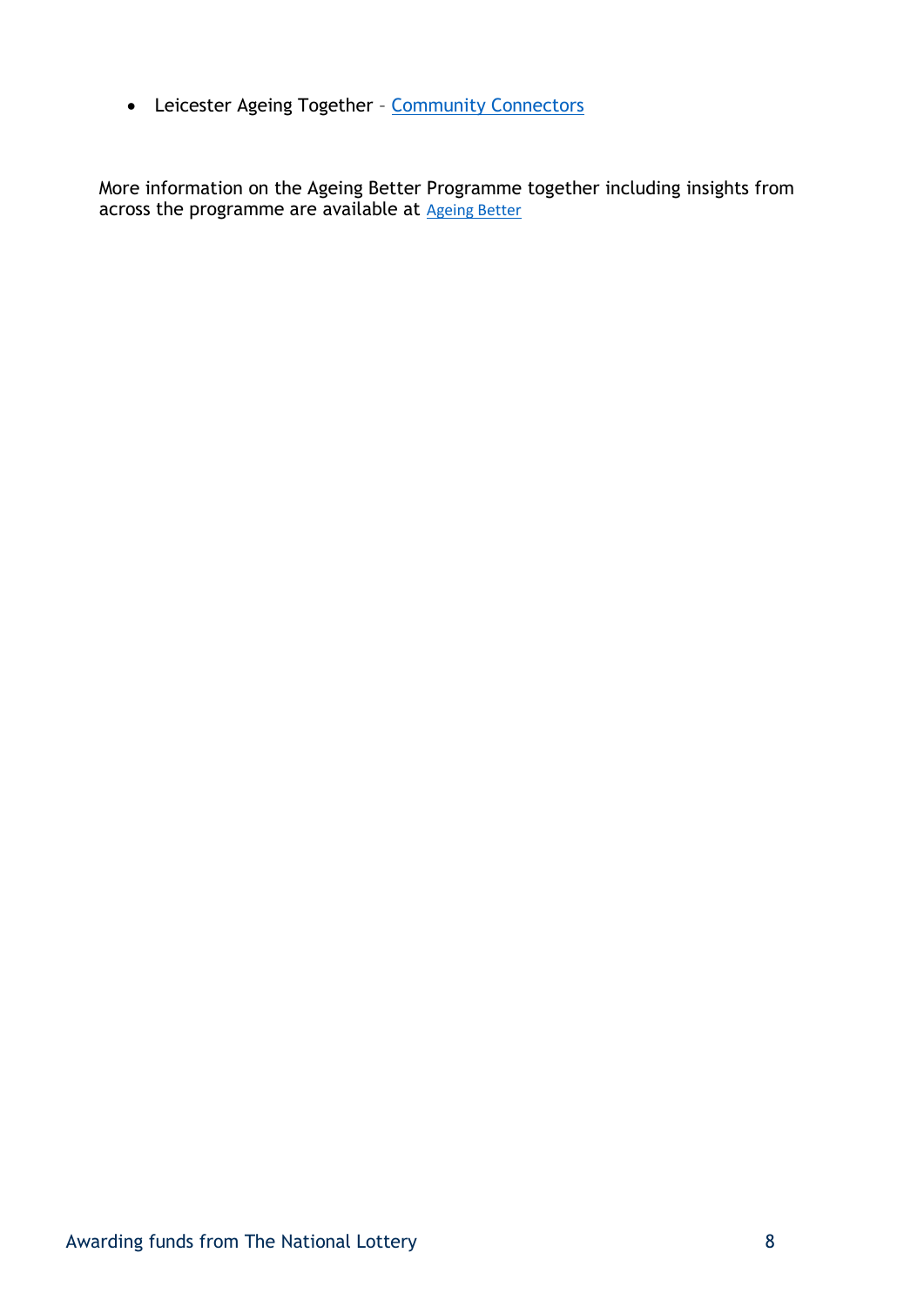- Leicester Ageing Together – Community Connectors

More information on the Ageing Better Programme together including insights from across the programme are available at Ageing Better